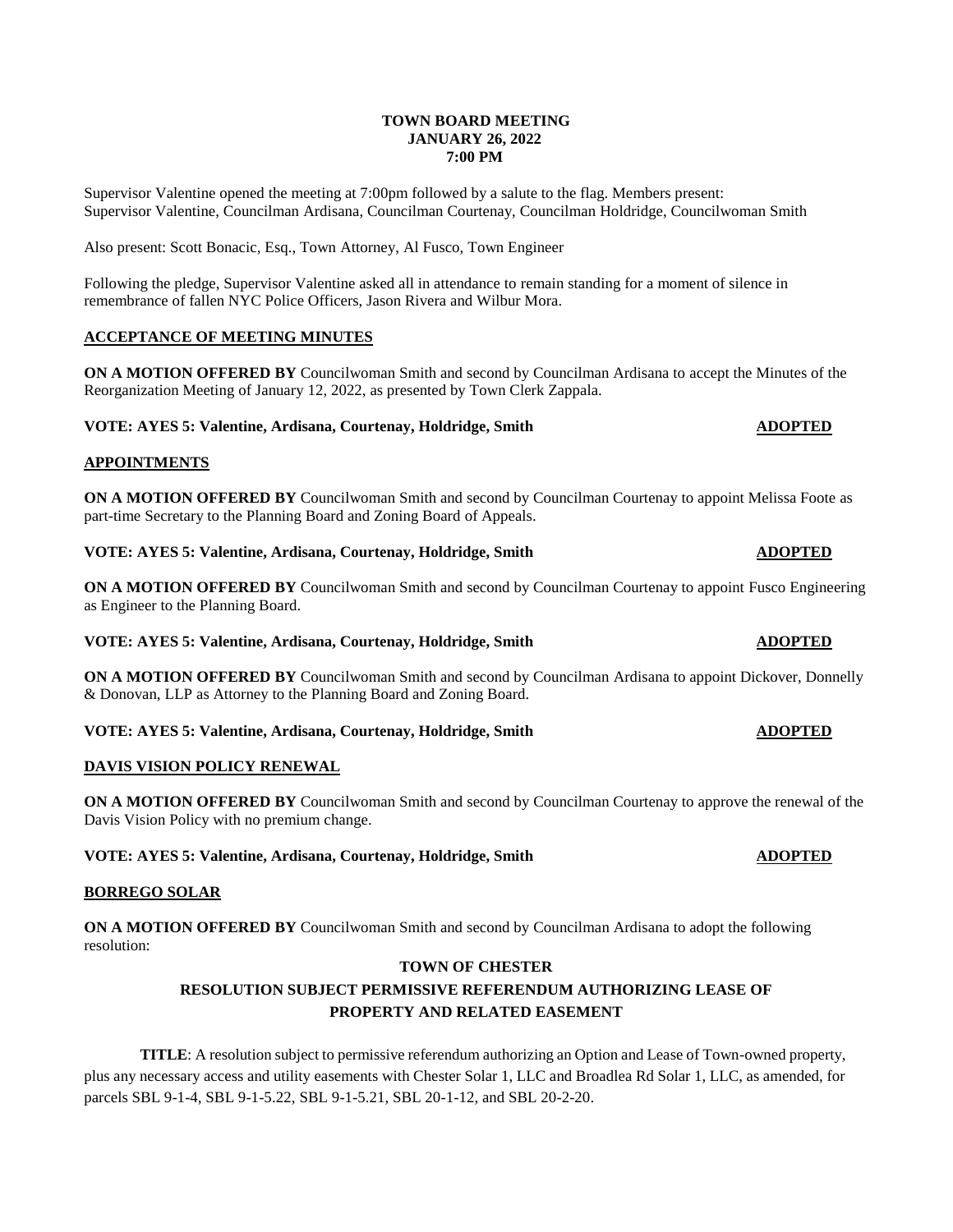**TOWN BOARD MEETING**
**JANUARY 26, 2022**
**7:00 PM**

Supervisor Valentine opened the meeting at 7:00pm followed by a salute to the flag. Members present: Supervisor Valentine, Councilman Ardisana, Councilman Courtenay, Councilman Holdridge, Councilwoman Smith

Also present: Scott Bonacic, Esq., Town Attorney, Al Fusco, Town Engineer

Following the pledge, Supervisor Valentine asked all in attendance to remain standing for a moment of silence in remembrance of fallen NYC Police Officers, Jason Rivera and Wilbur Mora.

**ACCEPTANCE OF MEETING MINUTES**

**ON A MOTION OFFERED BY** Councilwoman Smith and second by Councilman Ardisana to accept the Minutes of the Reorganization Meeting of January 12, 2022, as presented by Town Clerk Zappala.

**VOTE: AYES 5: Valentine, Ardisana, Courtenay, Holdridge, Smith** **ADOPTED**

**APPOINTMENTS**

**ON A MOTION OFFERED BY** Councilwoman Smith and second by Councilman Courtenay to appoint Melissa Foote as part-time Secretary to the Planning Board and Zoning Board of Appeals.

**VOTE: AYES 5: Valentine, Ardisana, Courtenay, Holdridge, Smith** **ADOPTED**

**ON A MOTION OFFERED BY** Councilwoman Smith and second by Councilman Courtenay to appoint Fusco Engineering as Engineer to the Planning Board.

**VOTE: AYES 5: Valentine, Ardisana, Courtenay, Holdridge, Smith** **ADOPTED**

**ON A MOTION OFFERED BY** Councilwoman Smith and second by Councilman Ardisana to appoint Dickover, Donnelly & Donovan, LLP as Attorney to the Planning Board and Zoning Board.

**VOTE: AYES 5: Valentine, Ardisana, Courtenay, Holdridge, Smith** **ADOPTED**

**DAVIS VISION POLICY RENEWAL**

**ON A MOTION OFFERED BY** Councilwoman Smith and second by Councilman Courtenay to approve the renewal of the Davis Vision Policy with no premium change.

**VOTE: AYES 5: Valentine, Ardisana, Courtenay, Holdridge, Smith** **ADOPTED**

**BORREGO SOLAR**

**ON A MOTION OFFERED BY** Councilwoman Smith and second by Councilman Ardisana to adopt the following resolution:

**TOWN OF CHESTER**

**RESOLUTION SUBJECT PERMISSIVE REFERENDUM AUTHORIZING LEASE OF PROPERTY AND RELATED EASEMENT**

**TITLE**: A resolution subject to permissive referendum authorizing an Option and Lease of Town-owned property, plus any necessary access and utility easements with Chester Solar 1, LLC and Broadlea Rd Solar 1, LLC, as amended, for parcels SBL 9-1-4, SBL 9-1-5.22, SBL 9-1-5.21, SBL 20-1-12, and SBL 20-2-20.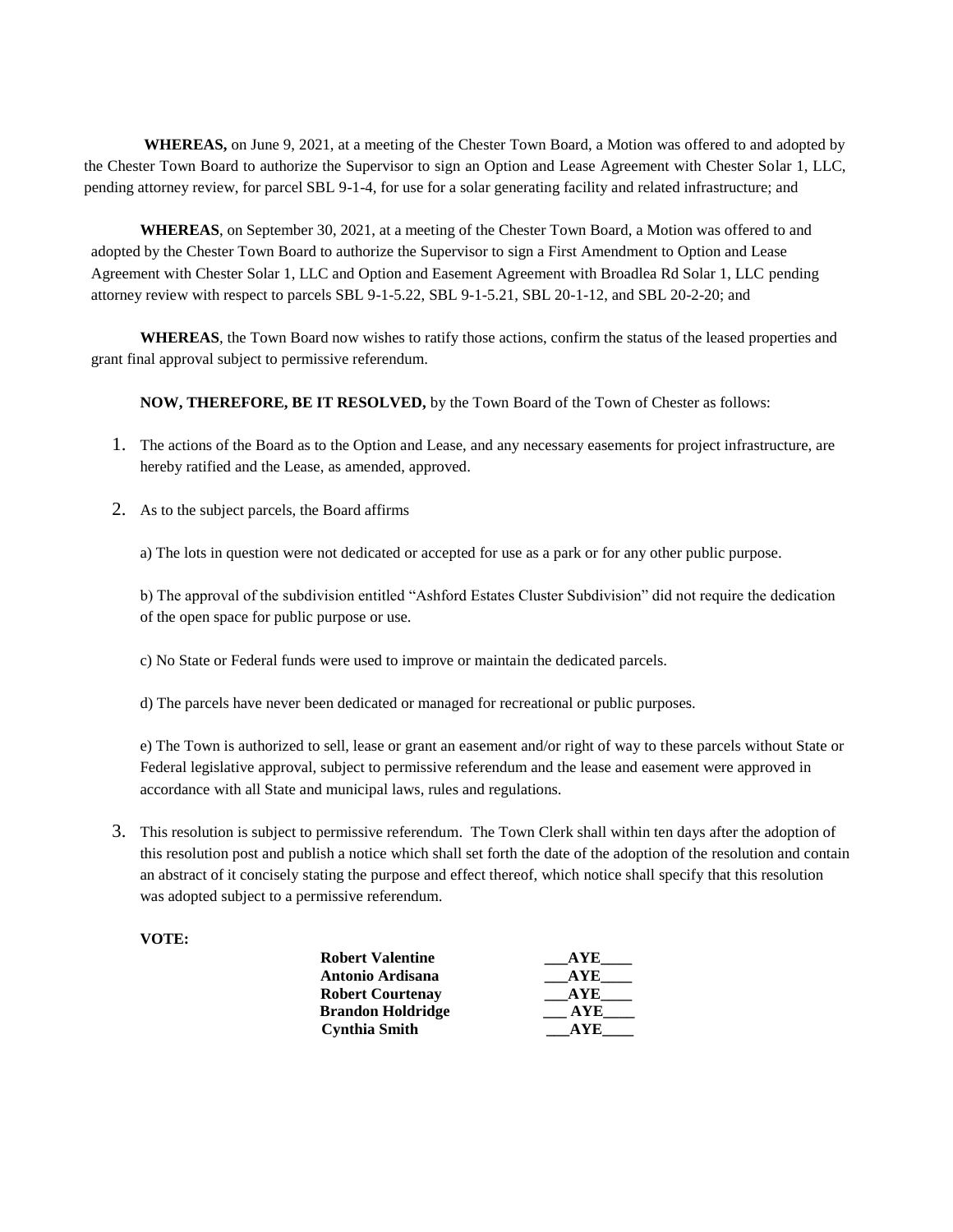**WHEREAS,** on June 9, 2021, at a meeting of the Chester Town Board, a Motion was offered to and adopted by the Chester Town Board to authorize the Supervisor to sign an Option and Lease Agreement with Chester Solar 1, LLC, pending attorney review, for parcel SBL 9-1-4, for use for a solar generating facility and related infrastructure; and

**WHEREAS**, on September 30, 2021, at a meeting of the Chester Town Board, a Motion was offered to and adopted by the Chester Town Board to authorize the Supervisor to sign a First Amendment to Option and Lease Agreement with Chester Solar 1, LLC and Option and Easement Agreement with Broadlea Rd Solar 1, LLC pending attorney review with respect to parcels SBL 9-1-5.22, SBL 9-1-5.21, SBL 20-1-12, and SBL 20-2-20; and

**WHEREAS**, the Town Board now wishes to ratify those actions, confirm the status of the leased properties and grant final approval subject to permissive referendum.

**NOW, THEREFORE, BE IT RESOLVED,** by the Town Board of the Town of Chester as follows:

1. The actions of the Board as to the Option and Lease, and any necessary easements for project infrastructure, are hereby ratified and the Lease, as amended, approved.

2. As to the subject parcels, the Board affirms

   a) The lots in question were not dedicated or accepted for use as a park or for any other public purpose.

   b) The approval of the subdivision entitled "Ashford Estates Cluster Subdivision" did not require the dedication of the open space for public purpose or use.

   c) No State or Federal funds were used to improve or maintain the dedicated parcels.

   d) The parcels have never been dedicated or managed for recreational or public purposes.

   e) The Town is authorized to sell, lease or grant an easement and/or right of way to these parcels without State or Federal legislative approval, subject to permissive referendum and the lease and easement were approved in accordance with all State and municipal laws, rules and regulations.

3. This resolution is subject to permissive referendum. The Town Clerk shall within ten days after the adoption of this resolution post and publish a notice which shall set forth the date of the adoption of the resolution and contain an abstract of it concisely stating the purpose and effect thereof, which notice shall specify that this resolution was adopted subject to a permissive referendum.

**VOTE:**

| | |
|---|---|
| **Robert Valentine** | **\_\_\_AYE\_\_\_\_** |
| **Antonio Ardisana** | **\_\_\_AYE\_\_\_\_** |
| **Robert Courtenay** | **\_\_\_AYE\_\_\_\_** |
| **Brandon Holdridge** | **\_\_\_ AYE\_\_\_\_** |
| **Cynthia Smith** | **\_\_\_AYE\_\_\_\_** |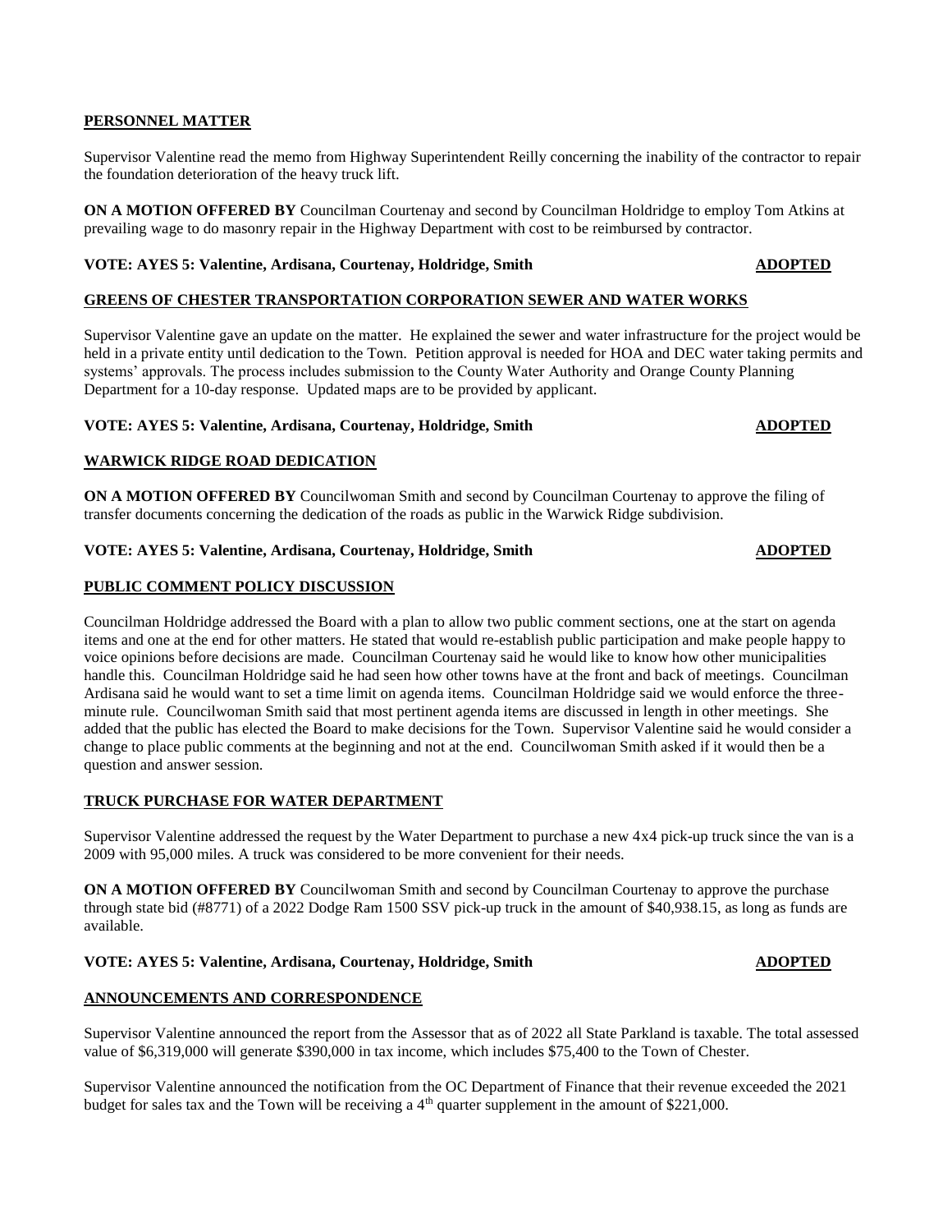**PERSONNEL MATTER**

Supervisor Valentine read the memo from Highway Superintendent Reilly concerning the inability of the contractor to repair the foundation deterioration of the heavy truck lift.

**ON A MOTION OFFERED BY** Councilman Courtenay and second by Councilman Holdridge to employ Tom Atkins at prevailing wage to do masonry repair in the Highway Department with cost to be reimbursed by contractor.

**VOTE: AYES 5: Valentine, Ardisana, Courtenay, Holdridge, Smith** **ADOPTED**

**GREENS OF CHESTER TRANSPORTATION CORPORATION SEWER AND WATER WORKS**

Supervisor Valentine gave an update on the matter. He explained the sewer and water infrastructure for the project would be held in a private entity until dedication to the Town. Petition approval is needed for HOA and DEC water taking permits and systems' approvals. The process includes submission to the County Water Authority and Orange County Planning Department for a 10-day response. Updated maps are to be provided by applicant.

**VOTE: AYES 5: Valentine, Ardisana, Courtenay, Holdridge, Smith** **ADOPTED**

**WARWICK RIDGE ROAD DEDICATION**

**ON A MOTION OFFERED BY** Councilwoman Smith and second by Councilman Courtenay to approve the filing of transfer documents concerning the dedication of the roads as public in the Warwick Ridge subdivision.

**VOTE: AYES 5: Valentine, Ardisana, Courtenay, Holdridge, Smith** **ADOPTED**

**PUBLIC COMMENT POLICY DISCUSSION**

Councilman Holdridge addressed the Board with a plan to allow two public comment sections, one at the start on agenda items and one at the end for other matters. He stated that would re-establish public participation and make people happy to voice opinions before decisions are made. Councilman Courtenay said he would like to know how other municipalities handle this. Councilman Holdridge said he had seen how other towns have at the front and back of meetings. Councilman Ardisana said he would want to set a time limit on agenda items. Councilman Holdridge said we would enforce the three-minute rule. Councilwoman Smith said that most pertinent agenda items are discussed in length in other meetings. She added that the public has elected the Board to make decisions for the Town. Supervisor Valentine said he would consider a change to place public comments at the beginning and not at the end. Councilwoman Smith asked if it would then be a question and answer session.

**TRUCK PURCHASE FOR WATER DEPARTMENT**

Supervisor Valentine addressed the request by the Water Department to purchase a new 4x4 pick-up truck since the van is a 2009 with 95,000 miles. A truck was considered to be more convenient for their needs.

**ON A MOTION OFFERED BY** Councilwoman Smith and second by Councilman Courtenay to approve the purchase through state bid (#8771) of a 2022 Dodge Ram 1500 SSV pick-up truck in the amount of $40,938.15, as long as funds are available.

**VOTE: AYES 5: Valentine, Ardisana, Courtenay, Holdridge, Smith** **ADOPTED**

**ANNOUNCEMENTS AND CORRESPONDENCE**

Supervisor Valentine announced the report from the Assessor that as of 2022 all State Parkland is taxable. The total assessed value of $6,319,000 will generate $390,000 in tax income, which includes $75,400 to the Town of Chester.

Supervisor Valentine announced the notification from the OC Department of Finance that their revenue exceeded the 2021 budget for sales tax and the Town will be receiving a 4th quarter supplement in the amount of $221,000.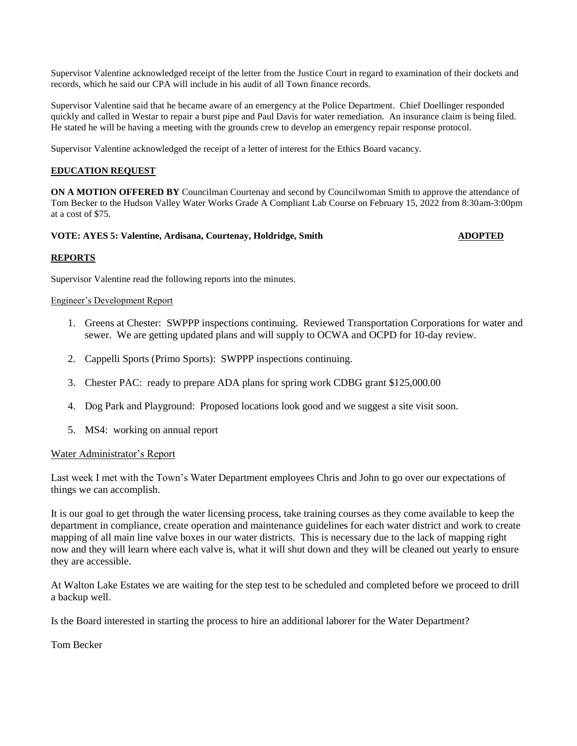Supervisor Valentine acknowledged receipt of the letter from the Justice Court in regard to examination of their dockets and records, which he said our CPA will include in his audit of all Town finance records.

Supervisor Valentine said that he became aware of an emergency at the Police Department. Chief Doellinger responded quickly and called in Westar to repair a burst pipe and Paul Davis for water remediation. An insurance claim is being filed. He stated he will be having a meeting with the grounds crew to develop an emergency repair response protocol.

Supervisor Valentine acknowledged the receipt of a letter of interest for the Ethics Board vacancy.

**EDUCATION REQUEST**

**ON A MOTION OFFERED BY** Councilman Courtenay and second by Councilwoman Smith to approve the attendance of Tom Becker to the Hudson Valley Water Works Grade A Compliant Lab Course on February 15, 2022 from 8:30am-3:00pm at a cost of $75.

**VOTE: AYES 5: Valentine, Ardisana, Courtenay, Holdridge, Smith** **ADOPTED**

**REPORTS**

Supervisor Valentine read the following reports into the minutes.

Engineer's Development Report

1. Greens at Chester: SWPPP inspections continuing. Reviewed Transportation Corporations for water and sewer. We are getting updated plans and will supply to OCWA and OCPD for 10-day review.
2. Cappelli Sports (Primo Sports): SWPPP inspections continuing.
3. Chester PAC: ready to prepare ADA plans for spring work CDBG grant $125,000.00
4. Dog Park and Playground: Proposed locations look good and we suggest a site visit soon.
5. MS4: working on annual report

Water Administrator's Report

Last week I met with the Town's Water Department employees Chris and John to go over our expectations of things we can accomplish.

It is our goal to get through the water licensing process, take training courses as they come available to keep the department in compliance, create operation and maintenance guidelines for each water district and work to create mapping of all main line valve boxes in our water districts. This is necessary due to the lack of mapping right now and they will learn where each valve is, what it will shut down and they will be cleaned out yearly to ensure they are accessible.

At Walton Lake Estates we are waiting for the step test to be scheduled and completed before we proceed to drill a backup well.

Is the Board interested in starting the process to hire an additional laborer for the Water Department?

Tom Becker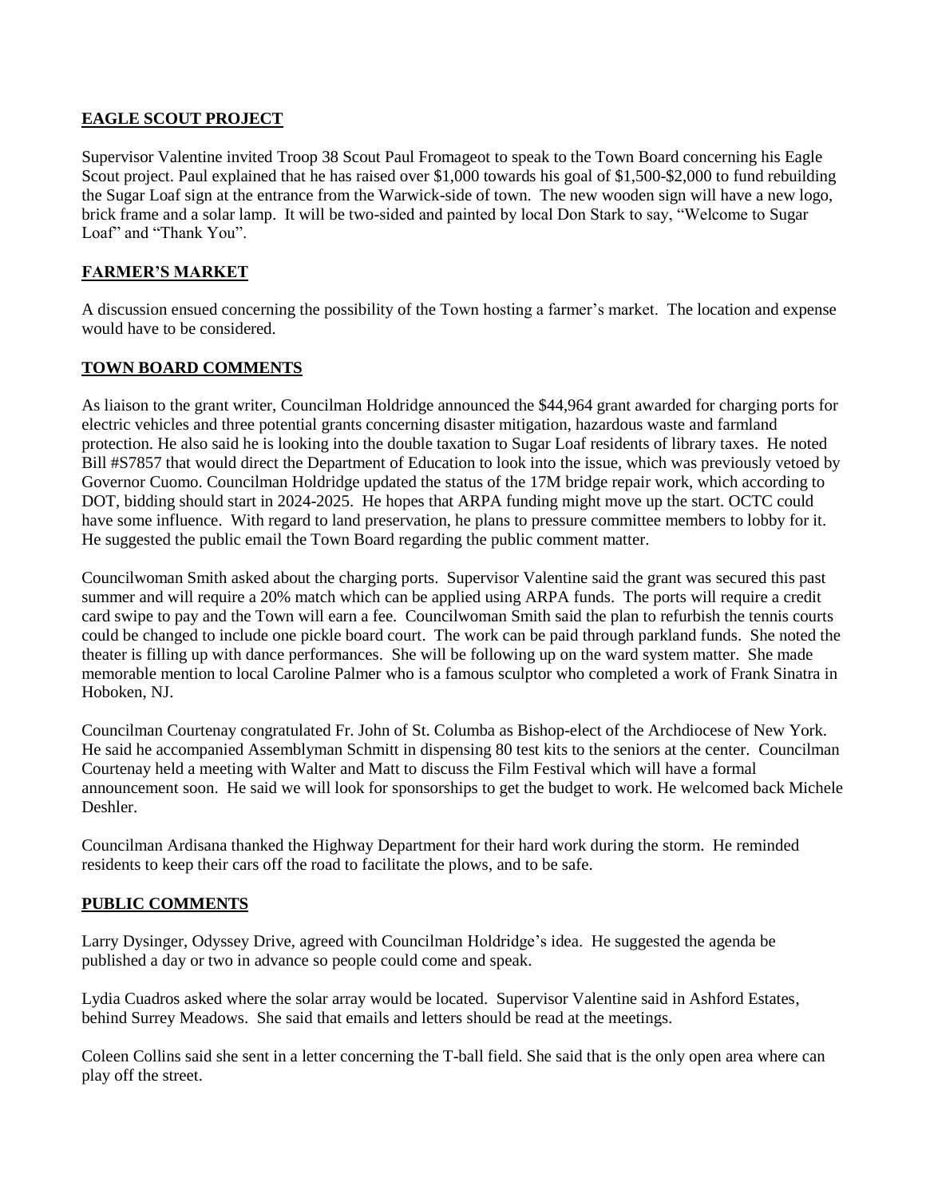## EAGLE SCOUT PROJECT

Supervisor Valentine invited Troop 38 Scout Paul Fromageot to speak to the Town Board concerning his Eagle Scout project. Paul explained that he has raised over $1,000 towards his goal of $1,500-$2,000 to fund rebuilding the Sugar Loaf sign at the entrance from the Warwick-side of town. The new wooden sign will have a new logo, brick frame and a solar lamp. It will be two-sided and painted by local Don Stark to say, "Welcome to Sugar Loaf" and "Thank You".

## FARMER'S MARKET

A discussion ensued concerning the possibility of the Town hosting a farmer's market. The location and expense would have to be considered.

## TOWN BOARD COMMENTS

As liaison to the grant writer, Councilman Holdridge announced the $44,964 grant awarded for charging ports for electric vehicles and three potential grants concerning disaster mitigation, hazardous waste and farmland protection. He also said he is looking into the double taxation to Sugar Loaf residents of library taxes. He noted Bill #S7857 that would direct the Department of Education to look into the issue, which was previously vetoed by Governor Cuomo. Councilman Holdridge updated the status of the 17M bridge repair work, which according to DOT, bidding should start in 2024-2025. He hopes that ARPA funding might move up the start. OCTC could have some influence. With regard to land preservation, he plans to pressure committee members to lobby for it. He suggested the public email the Town Board regarding the public comment matter.

Councilwoman Smith asked about the charging ports. Supervisor Valentine said the grant was secured this past summer and will require a 20% match which can be applied using ARPA funds. The ports will require a credit card swipe to pay and the Town will earn a fee. Councilwoman Smith said the plan to refurbish the tennis courts could be changed to include one pickle board court. The work can be paid through parkland funds. She noted the theater is filling up with dance performances. She will be following up on the ward system matter. She made memorable mention to local Caroline Palmer who is a famous sculptor who completed a work of Frank Sinatra in Hoboken, NJ.

Councilman Courtenay congratulated Fr. John of St. Columba as Bishop-elect of the Archdiocese of New York. He said he accompanied Assemblyman Schmitt in dispensing 80 test kits to the seniors at the center. Councilman Courtenay held a meeting with Walter and Matt to discuss the Film Festival which will have a formal announcement soon. He said we will look for sponsorships to get the budget to work. He welcomed back Michele Deshler.

Councilman Ardisana thanked the Highway Department for their hard work during the storm. He reminded residents to keep their cars off the road to facilitate the plows, and to be safe.

## PUBLIC COMMENTS

Larry Dysinger, Odyssey Drive, agreed with Councilman Holdridge's idea. He suggested the agenda be published a day or two in advance so people could come and speak.

Lydia Cuadros asked where the solar array would be located. Supervisor Valentine said in Ashford Estates, behind Surrey Meadows. She said that emails and letters should be read at the meetings.

Coleen Collins said she sent in a letter concerning the T-ball field. She said that is the only open area where can play off the street.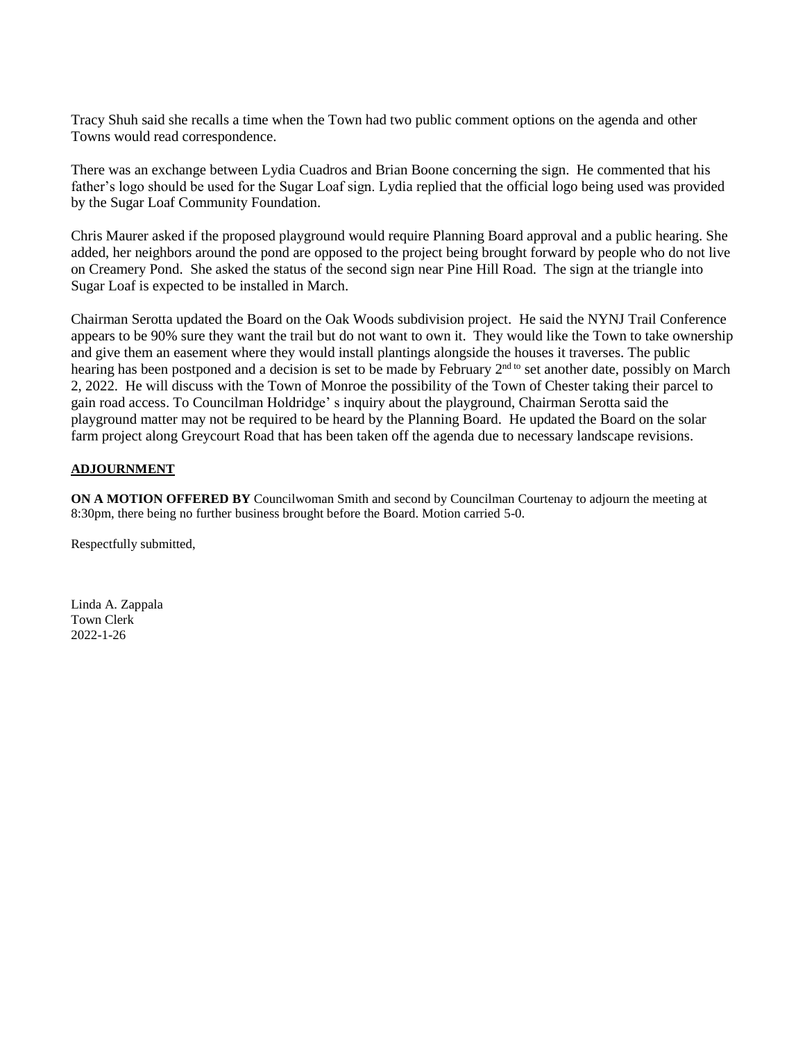Tracy Shuh said she recalls a time when the Town had two public comment options on the agenda and other Towns would read correspondence.

There was an exchange between Lydia Cuadros and Brian Boone concerning the sign. He commented that his father's logo should be used for the Sugar Loaf sign. Lydia replied that the official logo being used was provided by the Sugar Loaf Community Foundation.

Chris Maurer asked if the proposed playground would require Planning Board approval and a public hearing. She added, her neighbors around the pond are opposed to the project being brought forward by people who do not live on Creamery Pond. She asked the status of the second sign near Pine Hill Road. The sign at the triangle into Sugar Loaf is expected to be installed in March.

Chairman Serotta updated the Board on the Oak Woods subdivision project. He said the NYNJ Trail Conference appears to be 90% sure they want the trail but do not want to own it. They would like the Town to take ownership and give them an easement where they would install plantings alongside the houses it traverses. The public hearing has been postponed and a decision is set to be made by February 2nd to set another date, possibly on March 2, 2022. He will discuss with the Town of Monroe the possibility of the Town of Chester taking their parcel to gain road access. To Councilman Holdridge' s inquiry about the playground, Chairman Serotta said the playground matter may not be required to be heard by the Planning Board. He updated the Board on the solar farm project along Greycourt Road that has been taken off the agenda due to necessary landscape revisions.

**ADJOURNMENT**

**ON A MOTION OFFERED BY** Councilwoman Smith and second by Councilman Courtenay to adjourn the meeting at 8:30pm, there being no further business brought before the Board. Motion carried 5-0.

Respectfully submitted,

Linda A. Zappala
Town Clerk
2022-1-26